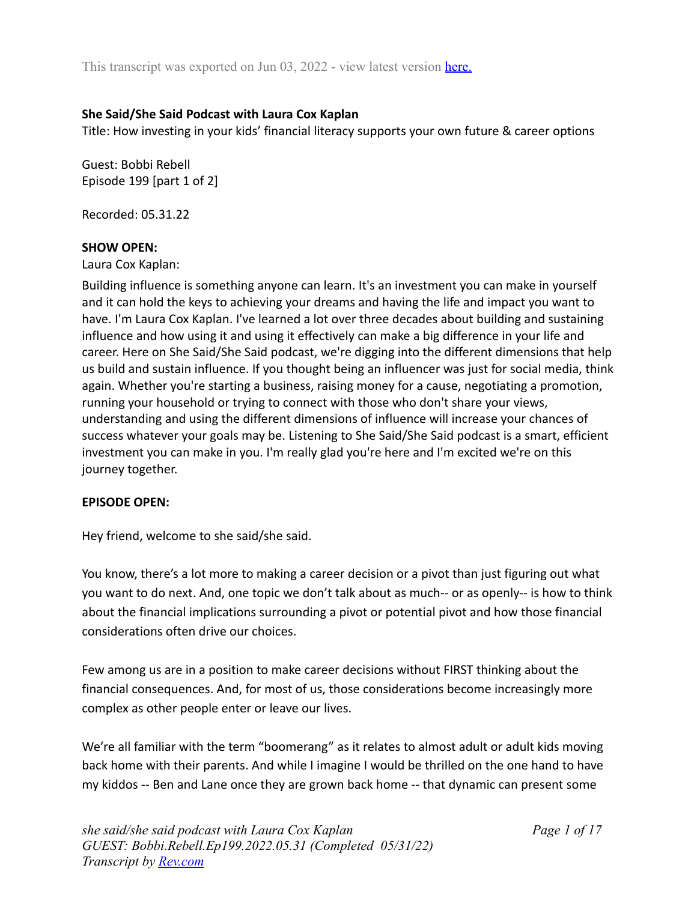This transcript was exported on Jun 03, 2022 - view latest version [here.](#)

**She Said/She Said Podcast with Laura Cox Kaplan**
Title: How investing in your kids' financial literacy supports your own future & career options

Guest: Bobbi Rebell
Episode 199 [part 1 of 2]

Recorded: 05.31.22

**SHOW OPEN:**
Laura Cox Kaplan:

Building influence is something anyone can learn. It's an investment you can make in yourself and it can hold the keys to achieving your dreams and having the life and impact you want to have. I'm Laura Cox Kaplan. I've learned a lot over three decades about building and sustaining influence and how using it and using it effectively can make a big difference in your life and career. Here on She Said/She Said podcast, we're digging into the different dimensions that help us build and sustain influence. If you thought being an influencer was just for social media, think again. Whether you're starting a business, raising money for a cause, negotiating a promotion, running your household or trying to connect with those who don't share your views, understanding and using the different dimensions of influence will increase your chances of success whatever your goals may be. Listening to She Said/She Said podcast is a smart, efficient investment you can make in you. I'm really glad you're here and I'm excited we're on this journey together.

**EPISODE OPEN:**

Hey friend, welcome to she said/she said.

You know, there's a lot more to making a career decision or a pivot than just figuring out what you want to do next. And, one topic we don't talk about as much-- or as openly-- is how to think about the financial implications surrounding a pivot or potential pivot and how those financial considerations often drive our choices.

Few among us are in a position to make career decisions without FIRST thinking about the financial consequences. And, for most of us, those considerations become increasingly more complex as other people enter or leave our lives.

We're all familiar with the term "boomerang" as it relates to almost adult or adult kids moving back home with their parents. And while I imagine I would be thrilled on the one hand to have my kiddos -- Ben and Lane once they are grown back home -- that dynamic can present some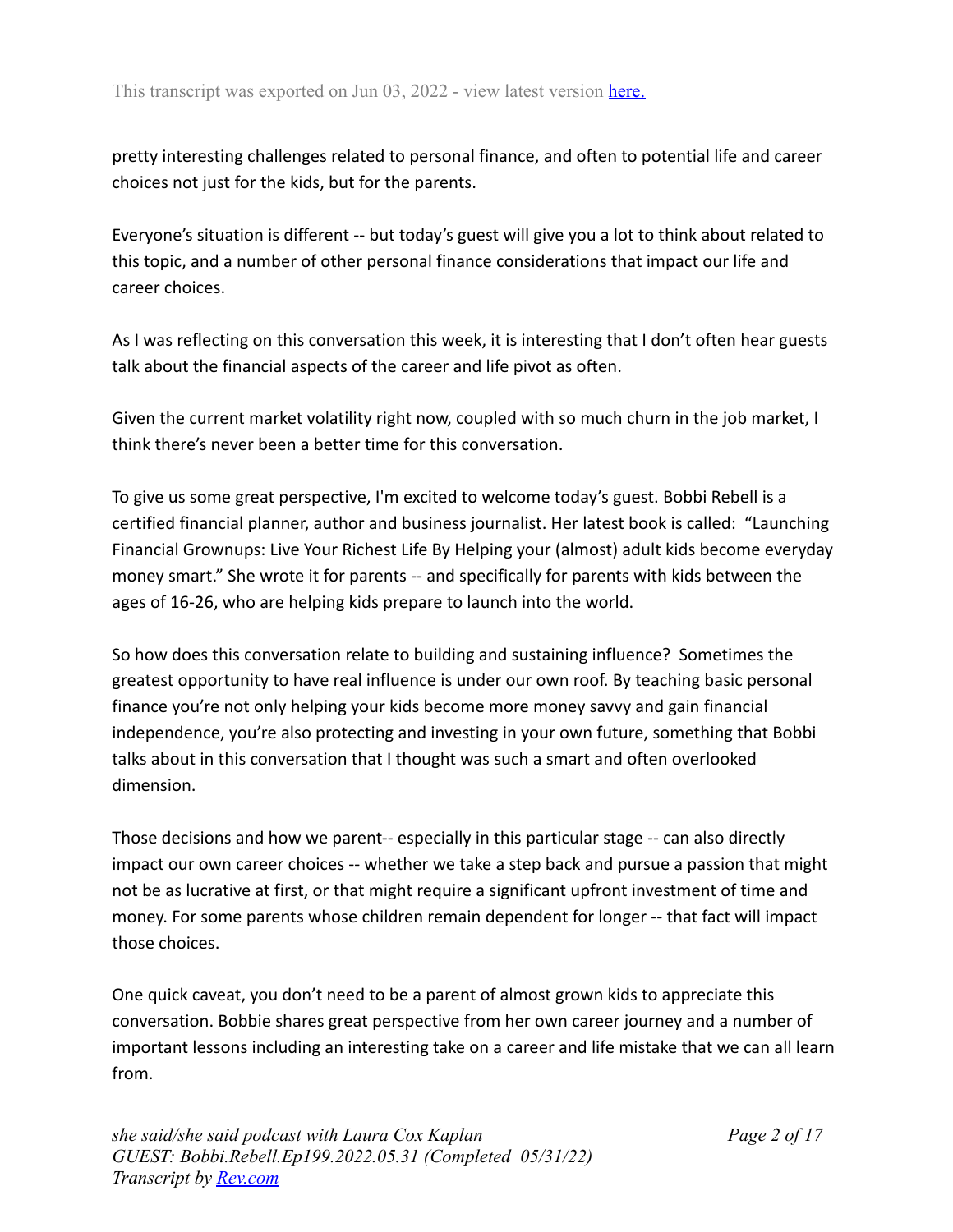pretty interesting challenges related to personal finance, and often to potential life and career choices not just for the kids, but for the parents.

Everyone's situation is different -- but today's guest will give you a lot to think about related to this topic, and a number of other personal finance considerations that impact our life and career choices.

As I was reflecting on this conversation this week, it is interesting that I don't often hear guests talk about the financial aspects of the career and life pivot as often.

Given the current market volatility right now, coupled with so much churn in the job market, I think there's never been a better time for this conversation.

To give us some great perspective, I'm excited to welcome today's guest. Bobbi Rebell is a certified financial planner, author and business journalist. Her latest book is called: "Launching Financial Grownups: Live Your Richest Life By Helping your (almost) adult kids become everyday money smart." She wrote it for parents -- and specifically for parents with kids between the ages of 16-26, who are helping kids prepare to launch into the world.

So how does this conversation relate to building and sustaining influence? Sometimes the greatest opportunity to have real influence is under our own roof. By teaching basic personal finance you're not only helping your kids become more money savvy and gain financial independence, you're also protecting and investing in your own future, something that Bobbi talks about in this conversation that I thought was such a smart and often overlooked dimension.

Those decisions and how we parent-- especially in this particular stage -- can also directly impact our own career choices -- whether we take a step back and pursue a passion that might not be as lucrative at first, or that might require a significant upfront investment of time and money. For some parents whose children remain dependent for longer -- that fact will impact those choices.

One quick caveat, you don't need to be a parent of almost grown kids to appreciate this conversation. Bobbie shares great perspective from her own career journey and a number of important lessons including an interesting take on a career and life mistake that we can all learn from.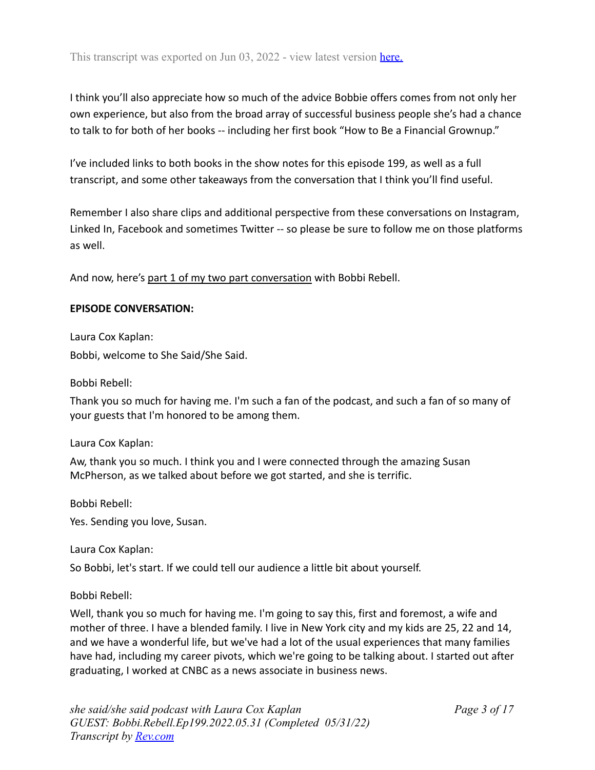This transcript was exported on Jun 03, 2022 - view latest version [here.](#)

I think you'll also appreciate how so much of the advice Bobbie offers comes from not only her own experience, but also from the broad array of successful business people she's had a chance to talk to for both of her books -- including her first book "How to Be a Financial Grownup."

I've included links to both books in the show notes for this episode 199, as well as a full transcript, and some other takeaways from the conversation that I think you'll find useful.

Remember I also share clips and additional perspective from these conversations on Instagram, Linked In, Facebook and sometimes Twitter -- so please be sure to follow me on those platforms as well.

And now, here's part 1 of my two part conversation with Bobbi Rebell.

**EPISODE CONVERSATION:**

Laura Cox Kaplan:

Bobbi, welcome to She Said/She Said.

Bobbi Rebell:

Thank you so much for having me. I'm such a fan of the podcast, and such a fan of so many of your guests that I'm honored to be among them.

Laura Cox Kaplan:

Aw, thank you so much. I think you and I were connected through the amazing Susan McPherson, as we talked about before we got started, and she is terrific.

Bobbi Rebell:

Yes. Sending you love, Susan.

Laura Cox Kaplan:

So Bobbi, let's start. If we could tell our audience a little bit about yourself.

Bobbi Rebell:

Well, thank you so much for having me. I'm going to say this, first and foremost, a wife and mother of three. I have a blended family. I live in New York city and my kids are 25, 22 and 14, and we have a wonderful life, but we've had a lot of the usual experiences that many families have had, including my career pivots, which we're going to be talking about. I started out after graduating, I worked at CNBC as a news associate in business news.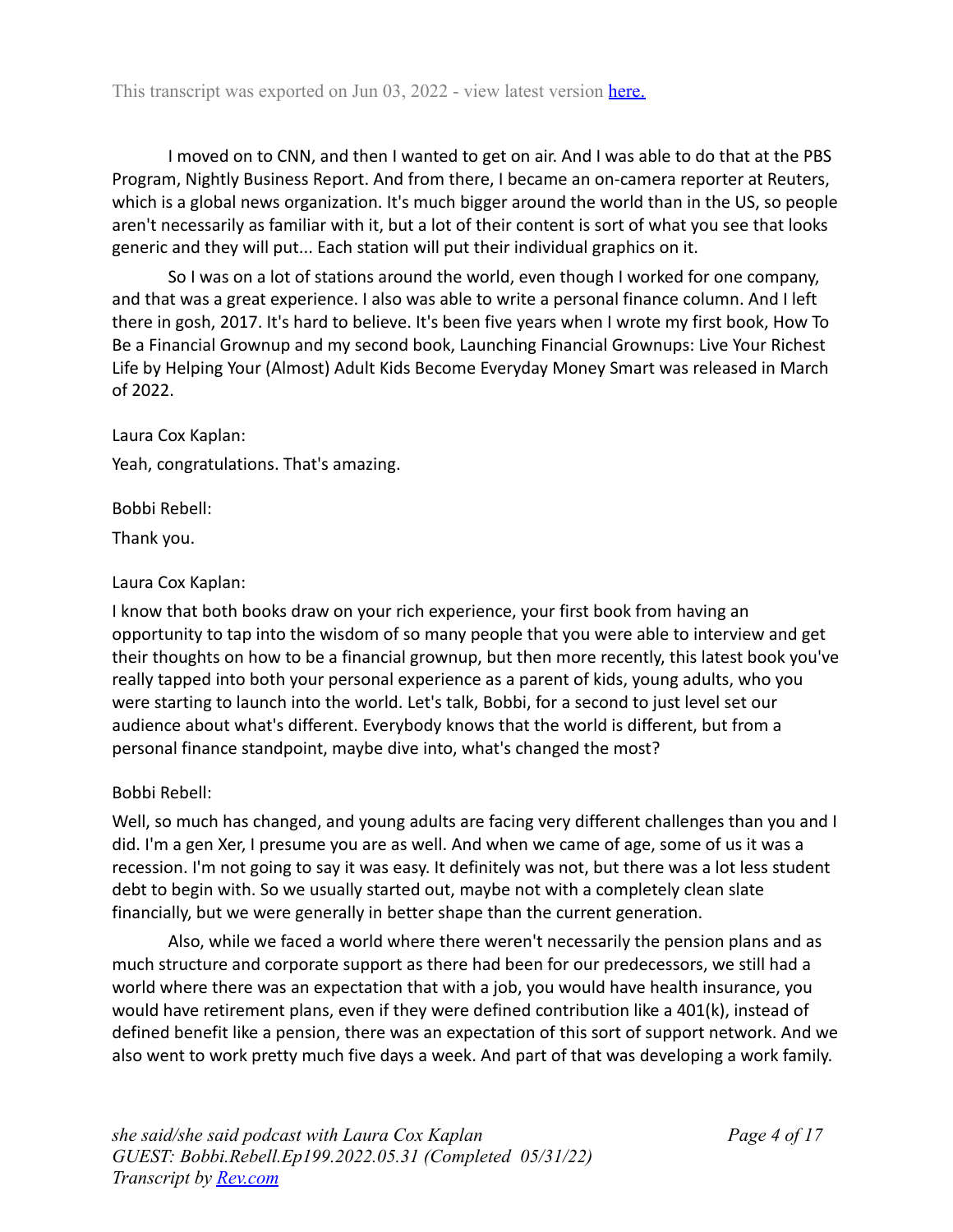I moved on to CNN, and then I wanted to get on air. And I was able to do that at the PBS Program, Nightly Business Report. And from there, I became an on-camera reporter at Reuters, which is a global news organization. It's much bigger around the world than in the US, so people aren't necessarily as familiar with it, but a lot of their content is sort of what you see that looks generic and they will put... Each station will put their individual graphics on it.

So I was on a lot of stations around the world, even though I worked for one company, and that was a great experience. I also was able to write a personal finance column. And I left there in gosh, 2017. It's hard to believe. It's been five years when I wrote my first book, How To Be a Financial Grownup and my second book, Launching Financial Grownups: Live Your Richest Life by Helping Your (Almost) Adult Kids Become Everyday Money Smart was released in March of 2022.

Laura Cox Kaplan:

Yeah, congratulations. That's amazing.

Bobbi Rebell:

Thank you.

Laura Cox Kaplan:

I know that both books draw on your rich experience, your first book from having an opportunity to tap into the wisdom of so many people that you were able to interview and get their thoughts on how to be a financial grownup, but then more recently, this latest book you've really tapped into both your personal experience as a parent of kids, young adults, who you were starting to launch into the world. Let's talk, Bobbi, for a second to just level set our audience about what's different. Everybody knows that the world is different, but from a personal finance standpoint, maybe dive into, what's changed the most?

Bobbi Rebell:

Well, so much has changed, and young adults are facing very different challenges than you and I did. I'm a gen Xer, I presume you are as well. And when we came of age, some of us it was a recession. I'm not going to say it was easy. It definitely was not, but there was a lot less student debt to begin with. So we usually started out, maybe not with a completely clean slate financially, but we were generally in better shape than the current generation.

Also, while we faced a world where there weren't necessarily the pension plans and as much structure and corporate support as there had been for our predecessors, we still had a world where there was an expectation that with a job, you would have health insurance, you would have retirement plans, even if they were defined contribution like a 401(k), instead of defined benefit like a pension, there was an expectation of this sort of support network. And we also went to work pretty much five days a week. And part of that was developing a work family.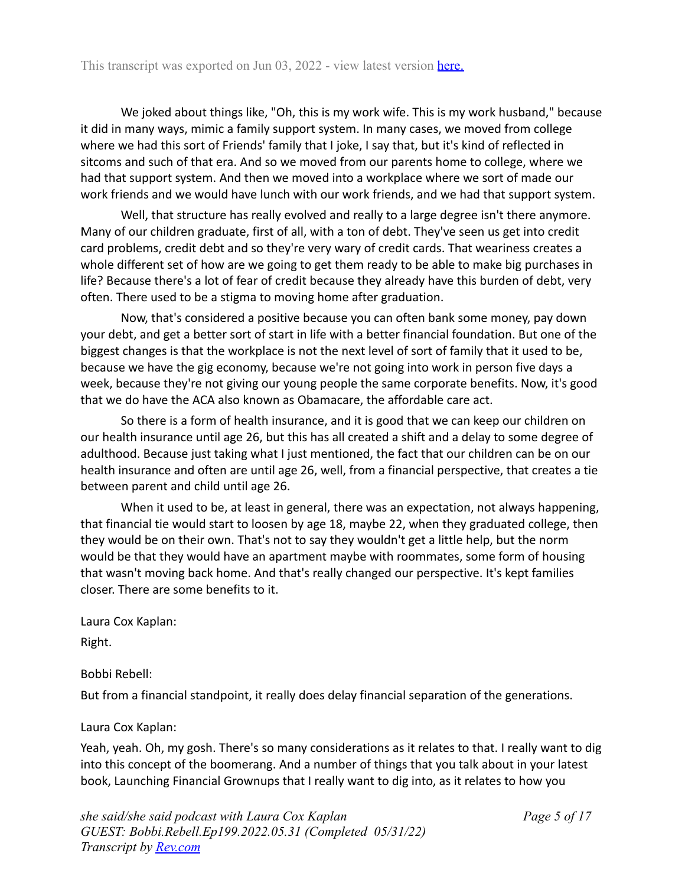We joked about things like, "Oh, this is my work wife. This is my work husband," because it did in many ways, mimic a family support system. In many cases, we moved from college where we had this sort of Friends' family that I joke, I say that, but it's kind of reflected in sitcoms and such of that era. And so we moved from our parents home to college, where we had that support system. And then we moved into a workplace where we sort of made our work friends and we would have lunch with our work friends, and we had that support system.

Well, that structure has really evolved and really to a large degree isn't there anymore. Many of our children graduate, first of all, with a ton of debt. They've seen us get into credit card problems, credit debt and so they're very wary of credit cards. That weariness creates a whole different set of how are we going to get them ready to be able to make big purchases in life? Because there's a lot of fear of credit because they already have this burden of debt, very often. There used to be a stigma to moving home after graduation.

Now, that's considered a positive because you can often bank some money, pay down your debt, and get a better sort of start in life with a better financial foundation. But one of the biggest changes is that the workplace is not the next level of sort of family that it used to be, because we have the gig economy, because we're not going into work in person five days a week, because they're not giving our young people the same corporate benefits. Now, it's good that we do have the ACA also known as Obamacare, the affordable care act.

So there is a form of health insurance, and it is good that we can keep our children on our health insurance until age 26, but this has all created a shift and a delay to some degree of adulthood. Because just taking what I just mentioned, the fact that our children can be on our health insurance and often are until age 26, well, from a financial perspective, that creates a tie between parent and child until age 26.

When it used to be, at least in general, there was an expectation, not always happening, that financial tie would start to loosen by age 18, maybe 22, when they graduated college, then they would be on their own. That's not to say they wouldn't get a little help, but the norm would be that they would have an apartment maybe with roommates, some form of housing that wasn't moving back home. And that's really changed our perspective. It's kept families closer. There are some benefits to it.

Laura Cox Kaplan:

Right.

Bobbi Rebell:

But from a financial standpoint, it really does delay financial separation of the generations.

Laura Cox Kaplan:

Yeah, yeah. Oh, my gosh. There's so many considerations as it relates to that. I really want to dig into this concept of the boomerang. And a number of things that you talk about in your latest book, Launching Financial Grownups that I really want to dig into, as it relates to how you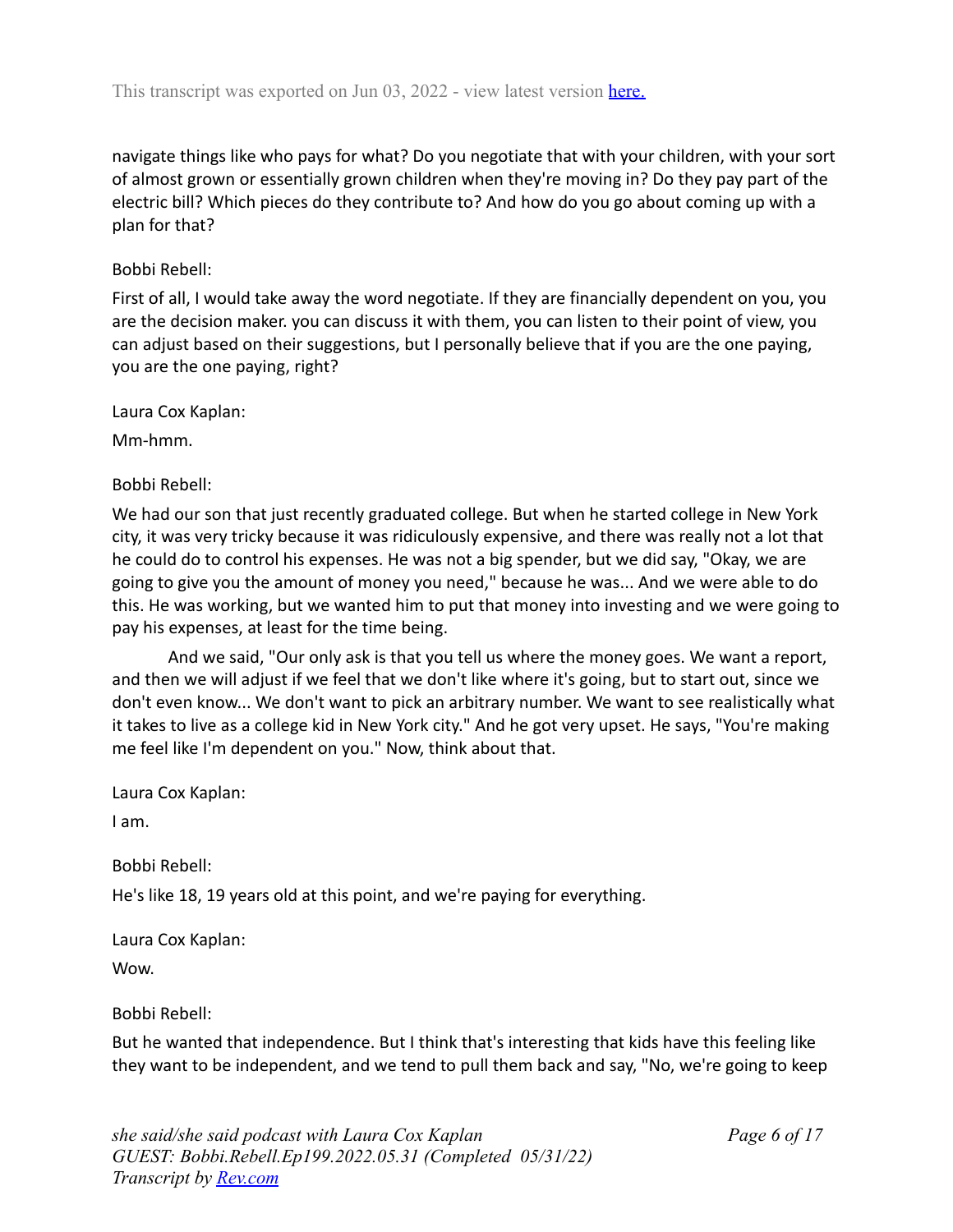navigate things like who pays for what? Do you negotiate that with your children, with your sort of almost grown or essentially grown children when they're moving in? Do they pay part of the electric bill? Which pieces do they contribute to? And how do you go about coming up with a plan for that?

Bobbi Rebell:

First of all, I would take away the word negotiate. If they are financially dependent on you, you are the decision maker. you can discuss it with them, you can listen to their point of view, you can adjust based on their suggestions, but I personally believe that if you are the one paying, you are the one paying, right?

Laura Cox Kaplan:

Mm-hmm.

Bobbi Rebell:

We had our son that just recently graduated college. But when he started college in New York city, it was very tricky because it was ridiculously expensive, and there was really not a lot that he could do to control his expenses. He was not a big spender, but we did say, "Okay, we are going to give you the amount of money you need," because he was... And we were able to do this. He was working, but we wanted him to put that money into investing and we were going to pay his expenses, at least for the time being.

And we said, "Our only ask is that you tell us where the money goes. We want a report, and then we will adjust if we feel that we don't like where it's going, but to start out, since we don't even know... We don't want to pick an arbitrary number. We want to see realistically what it takes to live as a college kid in New York city." And he got very upset. He says, "You're making me feel like I'm dependent on you." Now, think about that.

Laura Cox Kaplan:

I am.

Bobbi Rebell:

He's like 18, 19 years old at this point, and we're paying for everything.

Laura Cox Kaplan:

Wow.

Bobbi Rebell:

But he wanted that independence. But I think that's interesting that kids have this feeling like they want to be independent, and we tend to pull them back and say, "No, we're going to keep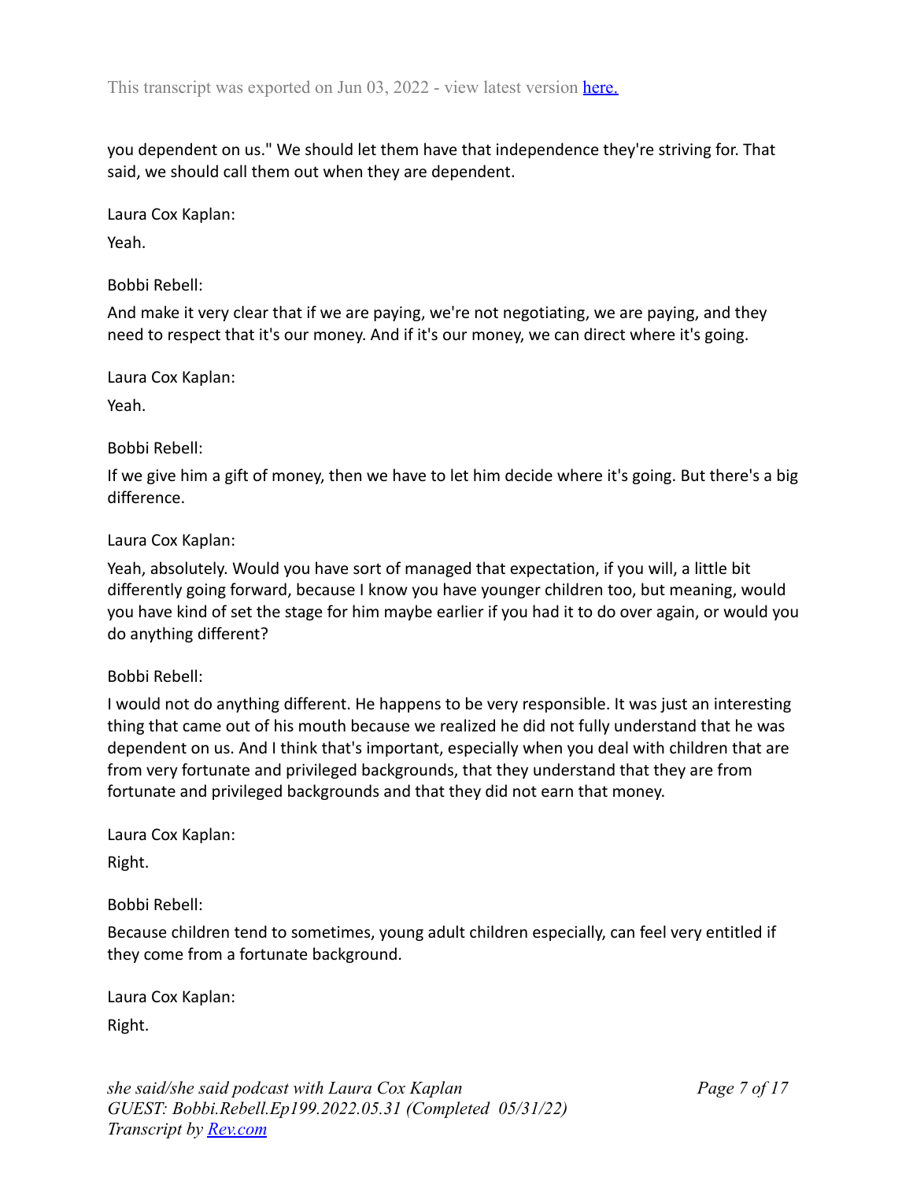you dependent on us." We should let them have that independence they're striving for. That said, we should call them out when they are dependent.

Laura Cox Kaplan:

Yeah.

Bobbi Rebell:

And make it very clear that if we are paying, we're not negotiating, we are paying, and they need to respect that it's our money. And if it's our money, we can direct where it's going.

Laura Cox Kaplan:

Yeah.

Bobbi Rebell:

If we give him a gift of money, then we have to let him decide where it's going. But there's a big difference.

Laura Cox Kaplan:

Yeah, absolutely. Would you have sort of managed that expectation, if you will, a little bit differently going forward, because I know you have younger children too, but meaning, would you have kind of set the stage for him maybe earlier if you had it to do over again, or would you do anything different?

Bobbi Rebell:

I would not do anything different. He happens to be very responsible. It was just an interesting thing that came out of his mouth because we realized he did not fully understand that he was dependent on us. And I think that's important, especially when you deal with children that are from very fortunate and privileged backgrounds, that they understand that they are from fortunate and privileged backgrounds and that they did not earn that money.

Laura Cox Kaplan:

Right.

Bobbi Rebell:

Because children tend to sometimes, young adult children especially, can feel very entitled if they come from a fortunate background.

Laura Cox Kaplan:

Right.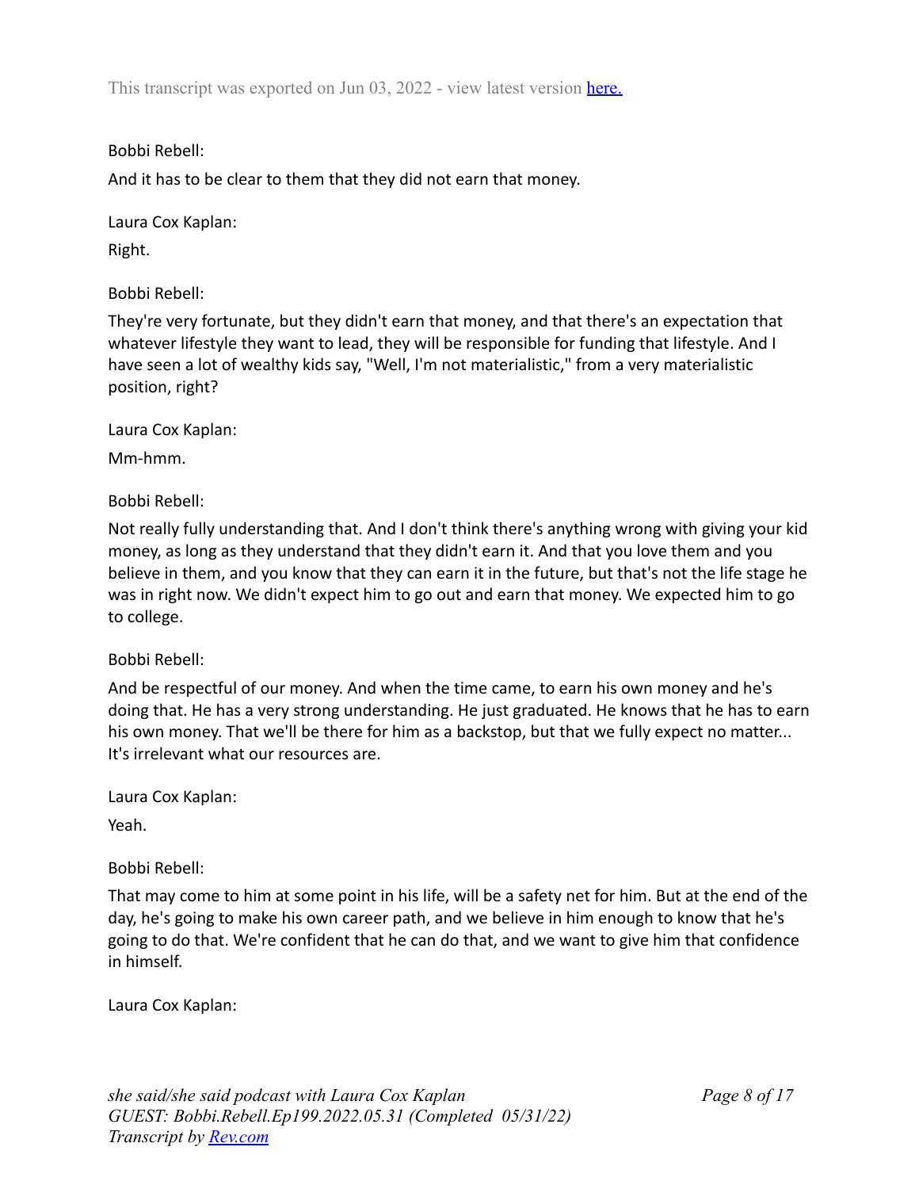This transcript was exported on Jun 03, 2022 - view latest version [here.](#)

Bobbi Rebell:

And it has to be clear to them that they did not earn that money.

Laura Cox Kaplan:

Right.

Bobbi Rebell:

They're very fortunate, but they didn't earn that money, and that there's an expectation that whatever lifestyle they want to lead, they will be responsible for funding that lifestyle. And I have seen a lot of wealthy kids say, "Well, I'm not materialistic," from a very materialistic position, right?

Laura Cox Kaplan:

Mm-hmm.

Bobbi Rebell:

Not really fully understanding that. And I don't think there's anything wrong with giving your kid money, as long as they understand that they didn't earn it. And that you love them and you believe in them, and you know that they can earn it in the future, but that's not the life stage he was in right now. We didn't expect him to go out and earn that money. We expected him to go to college.

Bobbi Rebell:

And be respectful of our money. And when the time came, to earn his own money and he's doing that. He has a very strong understanding. He just graduated. He knows that he has to earn his own money. That we'll be there for him as a backstop, but that we fully expect no matter... It's irrelevant what our resources are.

Laura Cox Kaplan:

Yeah.

Bobbi Rebell:

That may come to him at some point in his life, will be a safety net for him. But at the end of the day, he's going to make his own career path, and we believe in him enough to know that he's going to do that. We're confident that he can do that, and we want to give him that confidence in himself.

Laura Cox Kaplan:

*she said/she said podcast with Laura Cox Kaplan*
*GUEST: Bobbi.Rebell.Ep199.2022.05.31 (Completed 05/31/22)*
*Transcript by [Rev.com](#)*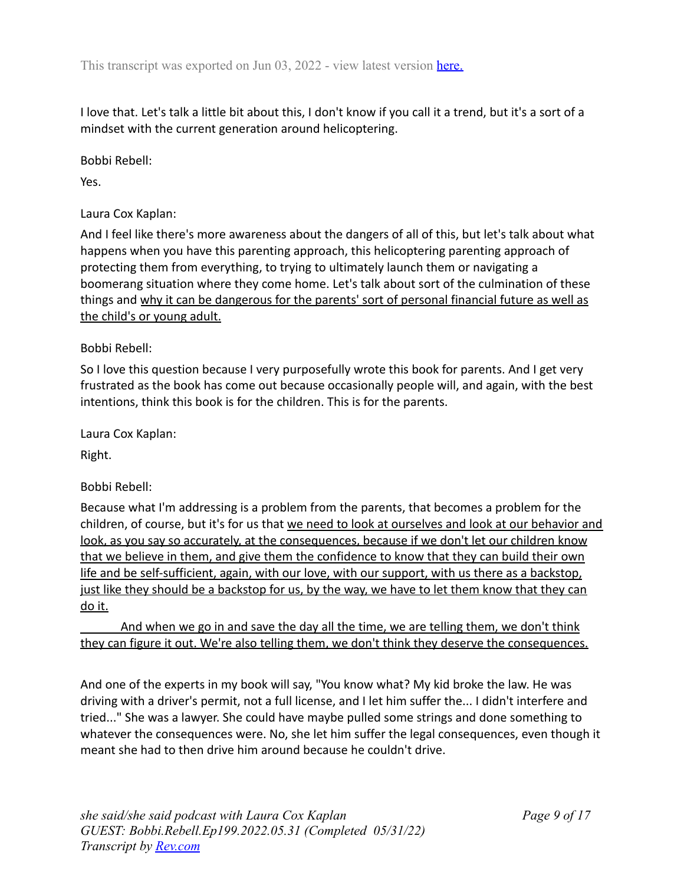This transcript was exported on Jun 03, 2022 - view latest version here.

I love that. Let's talk a little bit about this, I don't know if you call it a trend, but it's a sort of a mindset with the current generation around helicoptering.

Bobbi Rebell:

Yes.

Laura Cox Kaplan:

And I feel like there's more awareness about the dangers of all of this, but let's talk about what happens when you have this parenting approach, this helicoptering parenting approach of protecting them from everything, to trying to ultimately launch them or navigating a boomerang situation where they come home. Let's talk about sort of the culmination of these things and <u>why it can be dangerous for the parents' sort of personal financial future as well as the child's or young adult.</u>

Bobbi Rebell:

So I love this question because I very purposefully wrote this book for parents. And I get very frustrated as the book has come out because occasionally people will, and again, with the best intentions, think this book is for the children. This is for the parents.

Laura Cox Kaplan:

Right.

Bobbi Rebell:

Because what I'm addressing is a problem from the parents, that becomes a problem for the children, of course, but it's for us that <u>we need to look at ourselves and look at our behavior and look, as you say so accurately, at the consequences, because if we don't let our children know that we believe in them, and give them the confidence to know that they can build their own life and be self-sufficient, again, with our love, with our support, with us there as a backstop, just like they should be a backstop for us, by the way, we have to let them know that they can do it.</u>

<u>And when we go in and save the day all the time, we are telling them, we don't think they can figure it out. We're also telling them, we don't think they deserve the consequences.</u>

And one of the experts in my book will say, "You know what? My kid broke the law. He was driving with a driver's permit, not a full license, and I let him suffer the... I didn't interfere and tried..." She was a lawyer. She could have maybe pulled some strings and done something to whatever the consequences were. No, she let him suffer the legal consequences, even though it meant she had to then drive him around because he couldn't drive.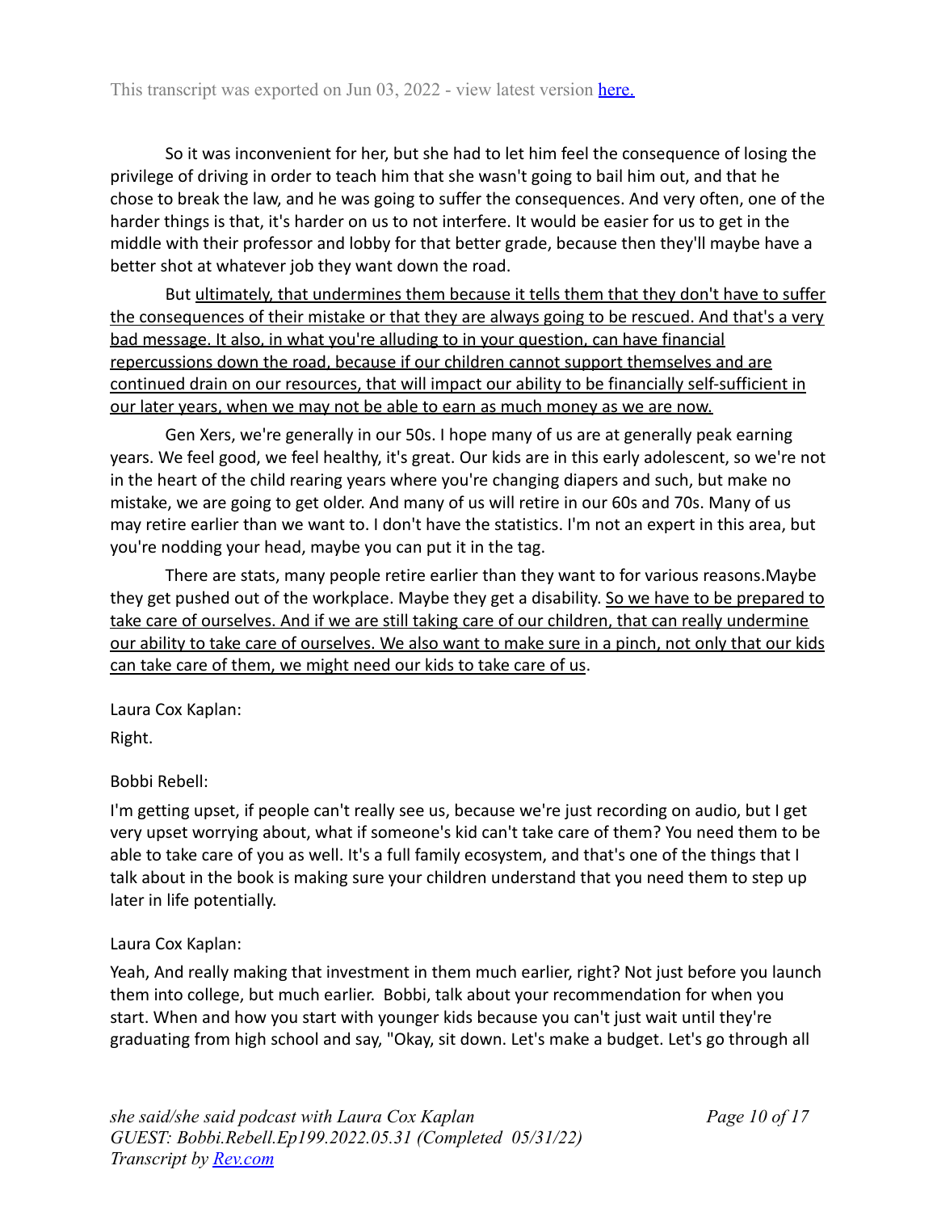This transcript was exported on Jun 03, 2022 - view latest version [here.](#)

So it was inconvenient for her, but she had to let him feel the consequence of losing the privilege of driving in order to teach him that she wasn't going to bail him out, and that he chose to break the law, and he was going to suffer the consequences. And very often, one of the harder things is that, it's harder on us to not interfere. It would be easier for us to get in the middle with their professor and lobby for that better grade, because then they'll maybe have a better shot at whatever job they want down the road.

But <u>ultimately, that undermines them because it tells them that they don't have to suffer the consequences of their mistake or that they are always going to be rescued. And that's a very bad message. It also, in what you're alluding to in your question, can have financial repercussions down the road, because if our children cannot support themselves and are continued drain on our resources, that will impact our ability to be financially self-sufficient in our later years, when we may not be able to earn as much money as we are now.</u>

Gen Xers, we're generally in our 50s. I hope many of us are at generally peak earning years. We feel good, we feel healthy, it's great. Our kids are in this early adolescent, so we're not in the heart of the child rearing years where you're changing diapers and such, but make no mistake, we are going to get older. And many of us will retire in our 60s and 70s. Many of us may retire earlier than we want to. I don't have the statistics. I'm not an expert in this area, but you're nodding your head, maybe you can put it in the tag.

There are stats, many people retire earlier than they want to for various reasons.Maybe they get pushed out of the workplace. Maybe they get a disability. <u>So we have to be prepared to take care of ourselves. And if we are still taking care of our children, that can really undermine our ability to take care of ourselves. We also want to make sure in a pinch, not only that our kids can take care of them, we might need our kids to take care of us</u>.

Laura Cox Kaplan:

Right.

Bobbi Rebell:

I'm getting upset, if people can't really see us, because we're just recording on audio, but I get very upset worrying about, what if someone's kid can't take care of them? You need them to be able to take care of you as well. It's a full family ecosystem, and that's one of the things that I talk about in the book is making sure your children understand that you need them to step up later in life potentially.

Laura Cox Kaplan:

Yeah, And really making that investment in them much earlier, right? Not just before you launch them into college, but much earlier. Bobbi, talk about your recommendation for when you start. When and how you start with younger kids because you can't just wait until they're graduating from high school and say, "Okay, sit down. Let's make a budget. Let's go through all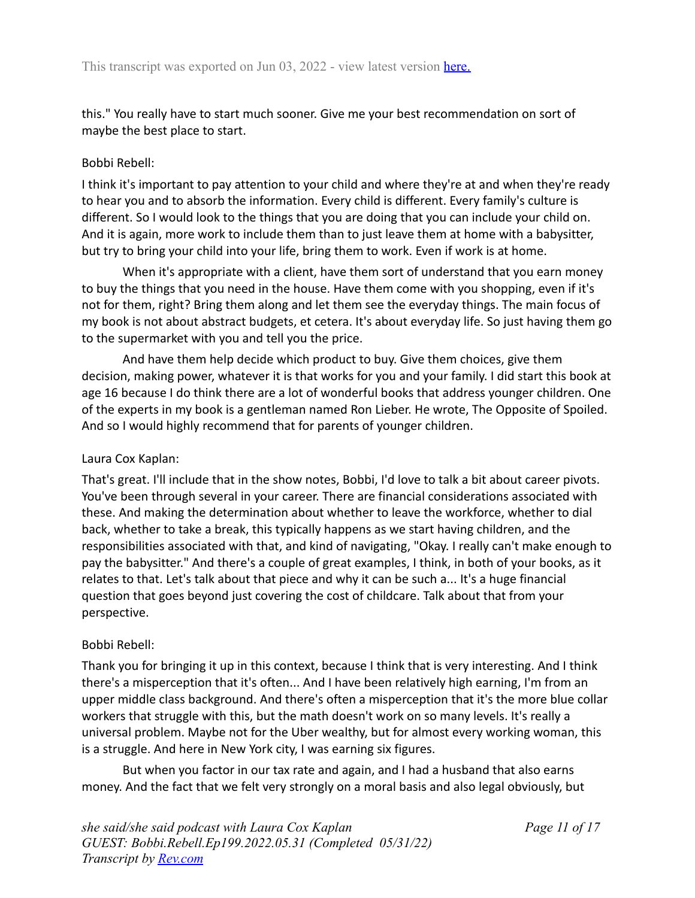this." You really have to start much sooner. Give me your best recommendation on sort of maybe the best place to start.

Bobbi Rebell:

I think it's important to pay attention to your child and where they're at and when they're ready to hear you and to absorb the information. Every child is different. Every family's culture is different. So I would look to the things that you are doing that you can include your child on. And it is again, more work to include them than to just leave them at home with a babysitter, but try to bring your child into your life, bring them to work. Even if work is at home.

When it's appropriate with a client, have them sort of understand that you earn money to buy the things that you need in the house. Have them come with you shopping, even if it's not for them, right? Bring them along and let them see the everyday things. The main focus of my book is not about abstract budgets, et cetera. It's about everyday life. So just having them go to the supermarket with you and tell you the price.

And have them help decide which product to buy. Give them choices, give them decision, making power, whatever it is that works for you and your family. I did start this book at age 16 because I do think there are a lot of wonderful books that address younger children. One of the experts in my book is a gentleman named Ron Lieber. He wrote, The Opposite of Spoiled. And so I would highly recommend that for parents of younger children.

Laura Cox Kaplan:

That's great. I'll include that in the show notes, Bobbi, I'd love to talk a bit about career pivots. You've been through several in your career. There are financial considerations associated with these. And making the determination about whether to leave the workforce, whether to dial back, whether to take a break, this typically happens as we start having children, and the responsibilities associated with that, and kind of navigating, "Okay. I really can't make enough to pay the babysitter." And there's a couple of great examples, I think, in both of your books, as it relates to that. Let's talk about that piece and why it can be such a... It's a huge financial question that goes beyond just covering the cost of childcare. Talk about that from your perspective.

Bobbi Rebell:

Thank you for bringing it up in this context, because I think that is very interesting. And I think there's a misperception that it's often... And I have been relatively high earning, I'm from an upper middle class background. And there's often a misperception that it's the more blue collar workers that struggle with this, but the math doesn't work on so many levels. It's really a universal problem. Maybe not for the Uber wealthy, but for almost every working woman, this is a struggle. And here in New York city, I was earning six figures.

But when you factor in our tax rate and again, and I had a husband that also earns money. And the fact that we felt very strongly on a moral basis and also legal obviously, but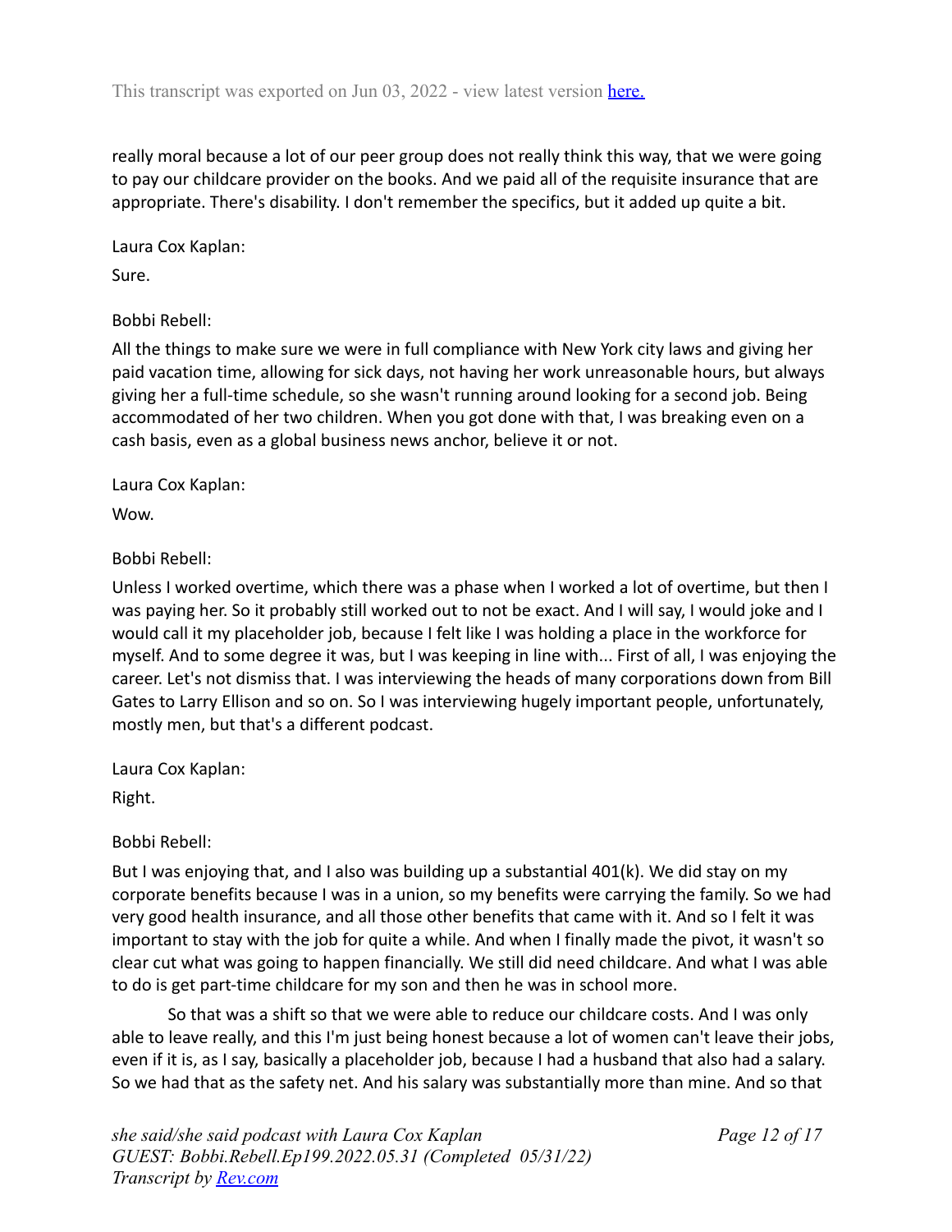really moral because a lot of our peer group does not really think this way, that we were going to pay our childcare provider on the books. And we paid all of the requisite insurance that are appropriate. There's disability. I don't remember the specifics, but it added up quite a bit.

Laura Cox Kaplan:

Sure.

Bobbi Rebell:

All the things to make sure we were in full compliance with New York city laws and giving her paid vacation time, allowing for sick days, not having her work unreasonable hours, but always giving her a full-time schedule, so she wasn't running around looking for a second job. Being accommodated of her two children. When you got done with that, I was breaking even on a cash basis, even as a global business news anchor, believe it or not.

Laura Cox Kaplan:

Wow.

Bobbi Rebell:

Unless I worked overtime, which there was a phase when I worked a lot of overtime, but then I was paying her. So it probably still worked out to not be exact. And I will say, I would joke and I would call it my placeholder job, because I felt like I was holding a place in the workforce for myself. And to some degree it was, but I was keeping in line with... First of all, I was enjoying the career. Let's not dismiss that. I was interviewing the heads of many corporations down from Bill Gates to Larry Ellison and so on. So I was interviewing hugely important people, unfortunately, mostly men, but that's a different podcast.

Laura Cox Kaplan:

Right.

Bobbi Rebell:

But I was enjoying that, and I also was building up a substantial 401(k). We did stay on my corporate benefits because I was in a union, so my benefits were carrying the family. So we had very good health insurance, and all those other benefits that came with it. And so I felt it was important to stay with the job for quite a while. And when I finally made the pivot, it wasn't so clear cut what was going to happen financially. We still did need childcare. And what I was able to do is get part-time childcare for my son and then he was in school more.

So that was a shift so that we were able to reduce our childcare costs. And I was only able to leave really, and this I'm just being honest because a lot of women can't leave their jobs, even if it is, as I say, basically a placeholder job, because I had a husband that also had a salary. So we had that as the safety net. And his salary was substantially more than mine. And so that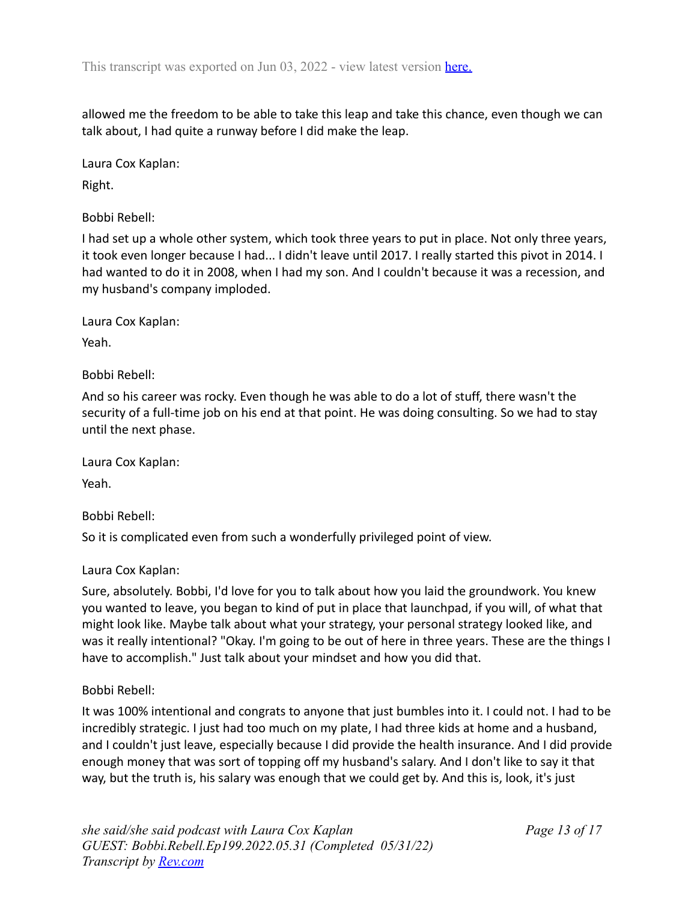allowed me the freedom to be able to take this leap and take this chance, even though we can talk about, I had quite a runway before I did make the leap.

Laura Cox Kaplan:

Right.

Bobbi Rebell:

I had set up a whole other system, which took three years to put in place. Not only three years, it took even longer because I had... I didn't leave until 2017. I really started this pivot in 2014. I had wanted to do it in 2008, when I had my son. And I couldn't because it was a recession, and my husband's company imploded.

Laura Cox Kaplan:

Yeah.

Bobbi Rebell:

And so his career was rocky. Even though he was able to do a lot of stuff, there wasn't the security of a full-time job on his end at that point. He was doing consulting. So we had to stay until the next phase.

Laura Cox Kaplan:

Yeah.

Bobbi Rebell:

So it is complicated even from such a wonderfully privileged point of view.

Laura Cox Kaplan:

Sure, absolutely. Bobbi, I'd love for you to talk about how you laid the groundwork. You knew you wanted to leave, you began to kind of put in place that launchpad, if you will, of what that might look like. Maybe talk about what your strategy, your personal strategy looked like, and was it really intentional? "Okay. I'm going to be out of here in three years. These are the things I have to accomplish." Just talk about your mindset and how you did that.

Bobbi Rebell:

It was 100% intentional and congrats to anyone that just bumbles into it. I could not. I had to be incredibly strategic. I just had too much on my plate, I had three kids at home and a husband, and I couldn't just leave, especially because I did provide the health insurance. And I did provide enough money that was sort of topping off my husband's salary. And I don't like to say it that way, but the truth is, his salary was enough that we could get by. And this is, look, it's just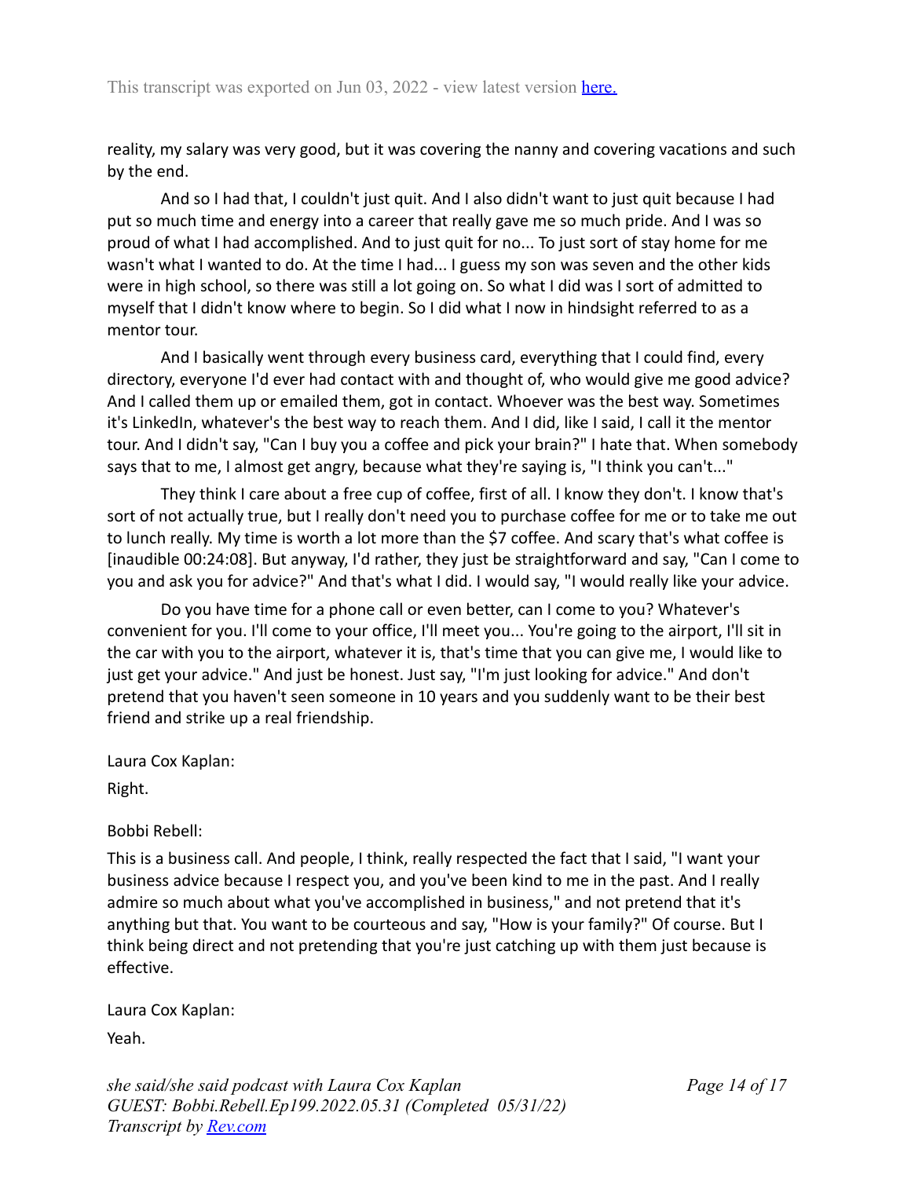reality, my salary was very good, but it was covering the nanny and covering vacations and such by the end.

And so I had that, I couldn't just quit. And I also didn't want to just quit because I had put so much time and energy into a career that really gave me so much pride. And I was so proud of what I had accomplished. And to just quit for no... To just sort of stay home for me wasn't what I wanted to do. At the time I had... I guess my son was seven and the other kids were in high school, so there was still a lot going on. So what I did was I sort of admitted to myself that I didn't know where to begin. So I did what I now in hindsight referred to as a mentor tour.

And I basically went through every business card, everything that I could find, every directory, everyone I'd ever had contact with and thought of, who would give me good advice? And I called them up or emailed them, got in contact. Whoever was the best way. Sometimes it's LinkedIn, whatever's the best way to reach them. And I did, like I said, I call it the mentor tour. And I didn't say, "Can I buy you a coffee and pick your brain?" I hate that. When somebody says that to me, I almost get angry, because what they're saying is, "I think you can't..."

They think I care about a free cup of coffee, first of all. I know they don't. I know that's sort of not actually true, but I really don't need you to purchase coffee for me or to take me out to lunch really. My time is worth a lot more than the $7 coffee. And scary that's what coffee is [inaudible 00:24:08]. But anyway, I'd rather, they just be straightforward and say, "Can I come to you and ask you for advice?" And that's what I did. I would say, "I would really like your advice.

Do you have time for a phone call or even better, can I come to you? Whatever's convenient for you. I'll come to your office, I'll meet you... You're going to the airport, I'll sit in the car with you to the airport, whatever it is, that's time that you can give me, I would like to just get your advice." And just be honest. Just say, "I'm just looking for advice." And don't pretend that you haven't seen someone in 10 years and you suddenly want to be their best friend and strike up a real friendship.

Laura Cox Kaplan:

Right.

Bobbi Rebell:

This is a business call. And people, I think, really respected the fact that I said, "I want your business advice because I respect you, and you've been kind to me in the past. And I really admire so much about what you've accomplished in business," and not pretend that it's anything but that. You want to be courteous and say, "How is your family?" Of course. But I think being direct and not pretending that you're just catching up with them just because is effective.

Laura Cox Kaplan:

Yeah.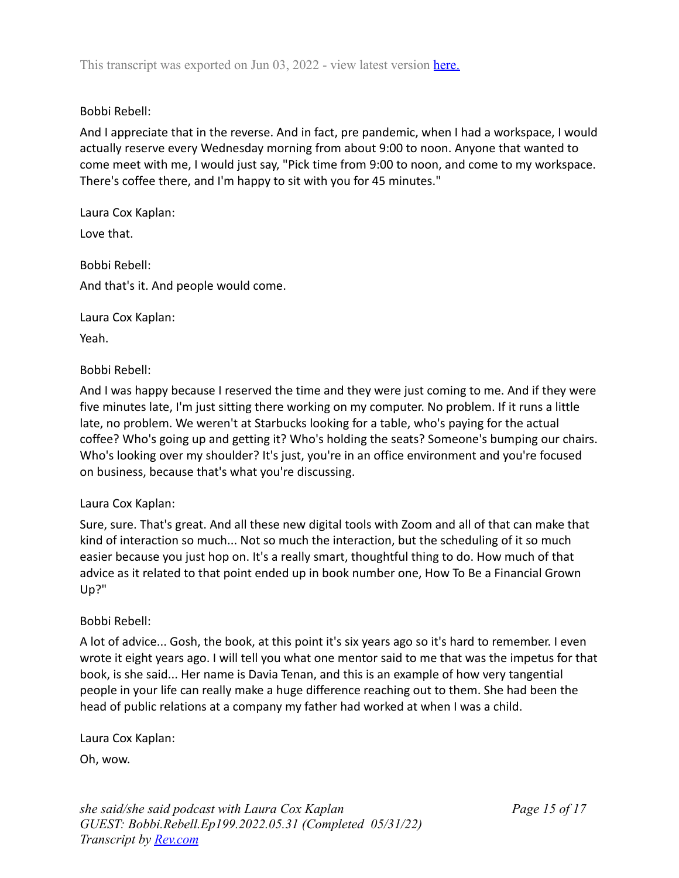This transcript was exported on Jun 03, 2022 - view latest version here.

Bobbi Rebell:

And I appreciate that in the reverse. And in fact, pre pandemic, when I had a workspace, I would actually reserve every Wednesday morning from about 9:00 to noon. Anyone that wanted to come meet with me, I would just say, "Pick time from 9:00 to noon, and come to my workspace. There's coffee there, and I'm happy to sit with you for 45 minutes."

Laura Cox Kaplan:

Love that.

Bobbi Rebell:

And that's it. And people would come.

Laura Cox Kaplan:

Yeah.

Bobbi Rebell:

And I was happy because I reserved the time and they were just coming to me. And if they were five minutes late, I'm just sitting there working on my computer. No problem. If it runs a little late, no problem. We weren't at Starbucks looking for a table, who's paying for the actual coffee? Who's going up and getting it? Who's holding the seats? Someone's bumping our chairs. Who's looking over my shoulder? It's just, you're in an office environment and you're focused on business, because that's what you're discussing.

Laura Cox Kaplan:

Sure, sure. That's great. And all these new digital tools with Zoom and all of that can make that kind of interaction so much... Not so much the interaction, but the scheduling of it so much easier because you just hop on. It's a really smart, thoughtful thing to do. How much of that advice as it related to that point ended up in book number one, How To Be a Financial Grown Up?"

Bobbi Rebell:

A lot of advice... Gosh, the book, at this point it's six years ago so it's hard to remember. I even wrote it eight years ago. I will tell you what one mentor said to me that was the impetus for that book, is she said... Her name is Davia Tenan, and this is an example of how very tangential people in your life can really make a huge difference reaching out to them. She had been the head of public relations at a company my father had worked at when I was a child.

Laura Cox Kaplan:

Oh, wow.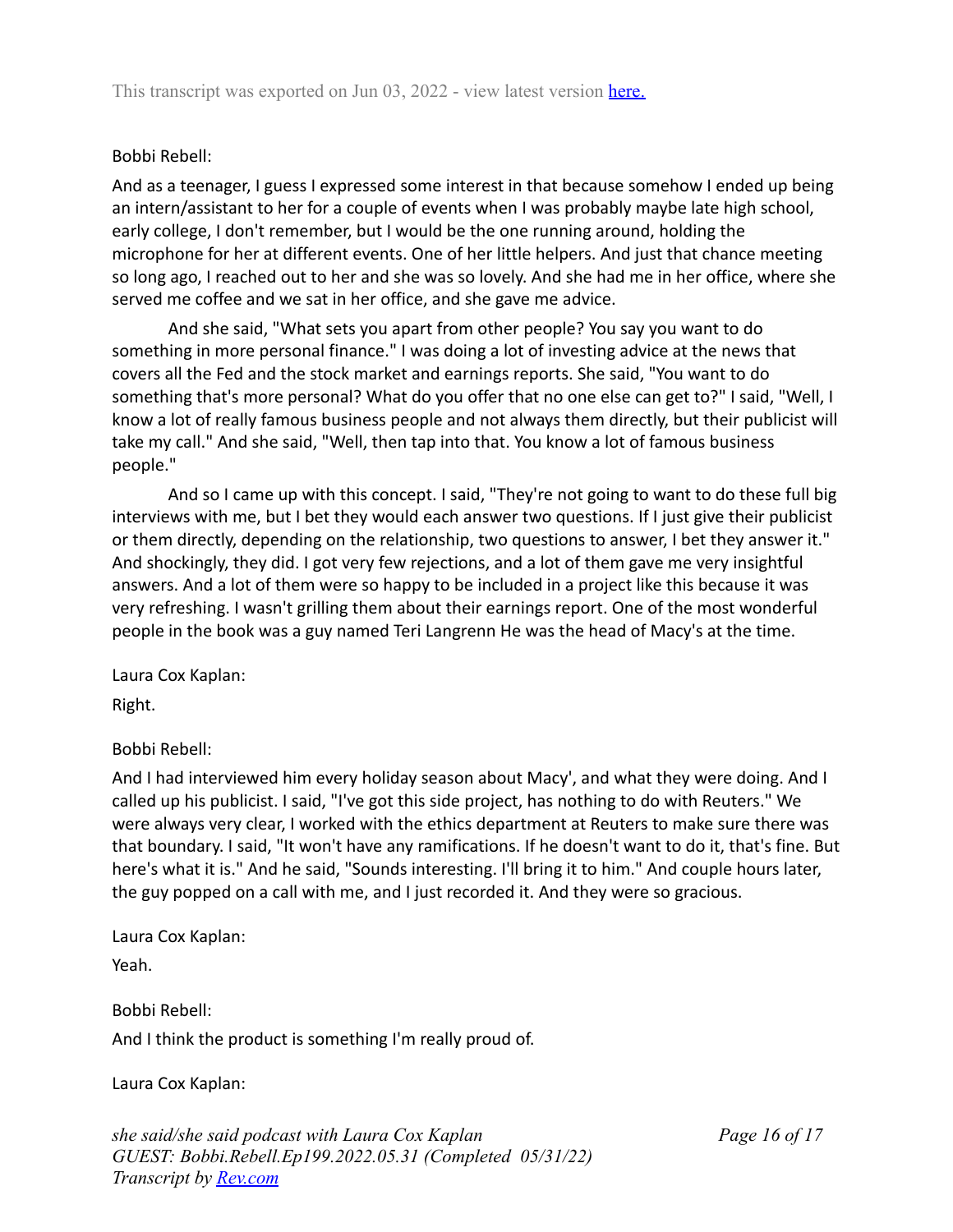This transcript was exported on Jun 03, 2022 - view latest version here.

Bobbi Rebell:

And as a teenager, I guess I expressed some interest in that because somehow I ended up being an intern/assistant to her for a couple of events when I was probably maybe late high school, early college, I don't remember, but I would be the one running around, holding the microphone for her at different events. One of her little helpers. And just that chance meeting so long ago, I reached out to her and she was so lovely. And she had me in her office, where she served me coffee and we sat in her office, and she gave me advice.

And she said, "What sets you apart from other people? You say you want to do something in more personal finance." I was doing a lot of investing advice at the news that covers all the Fed and the stock market and earnings reports. She said, "You want to do something that's more personal? What do you offer that no one else can get to?" I said, "Well, I know a lot of really famous business people and not always them directly, but their publicist will take my call." And she said, "Well, then tap into that. You know a lot of famous business people."

And so I came up with this concept. I said, "They're not going to want to do these full big interviews with me, but I bet they would each answer two questions. If I just give their publicist or them directly, depending on the relationship, two questions to answer, I bet they answer it." And shockingly, they did. I got very few rejections, and a lot of them gave me very insightful answers. And a lot of them were so happy to be included in a project like this because it was very refreshing. I wasn't grilling them about their earnings report. One of the most wonderful people in the book was a guy named Teri Langrenn He was the head of Macy's at the time.

Laura Cox Kaplan:

Right.

Bobbi Rebell:

And I had interviewed him every holiday season about Macy', and what they were doing. And I called up his publicist. I said, "I've got this side project, has nothing to do with Reuters." We were always very clear, I worked with the ethics department at Reuters to make sure there was that boundary. I said, "It won't have any ramifications. If he doesn't want to do it, that's fine. But here's what it is." And he said, "Sounds interesting. I'll bring it to him." And couple hours later, the guy popped on a call with me, and I just recorded it. And they were so gracious.

Laura Cox Kaplan:

Yeah.

Bobbi Rebell:

And I think the product is something I'm really proud of.

Laura Cox Kaplan:

*she said/she said podcast with Laura Cox Kaplan*
*GUEST: Bobbi.Rebell.Ep199.2022.05.31 (Completed 05/31/22)*
*Transcript by Rev.com*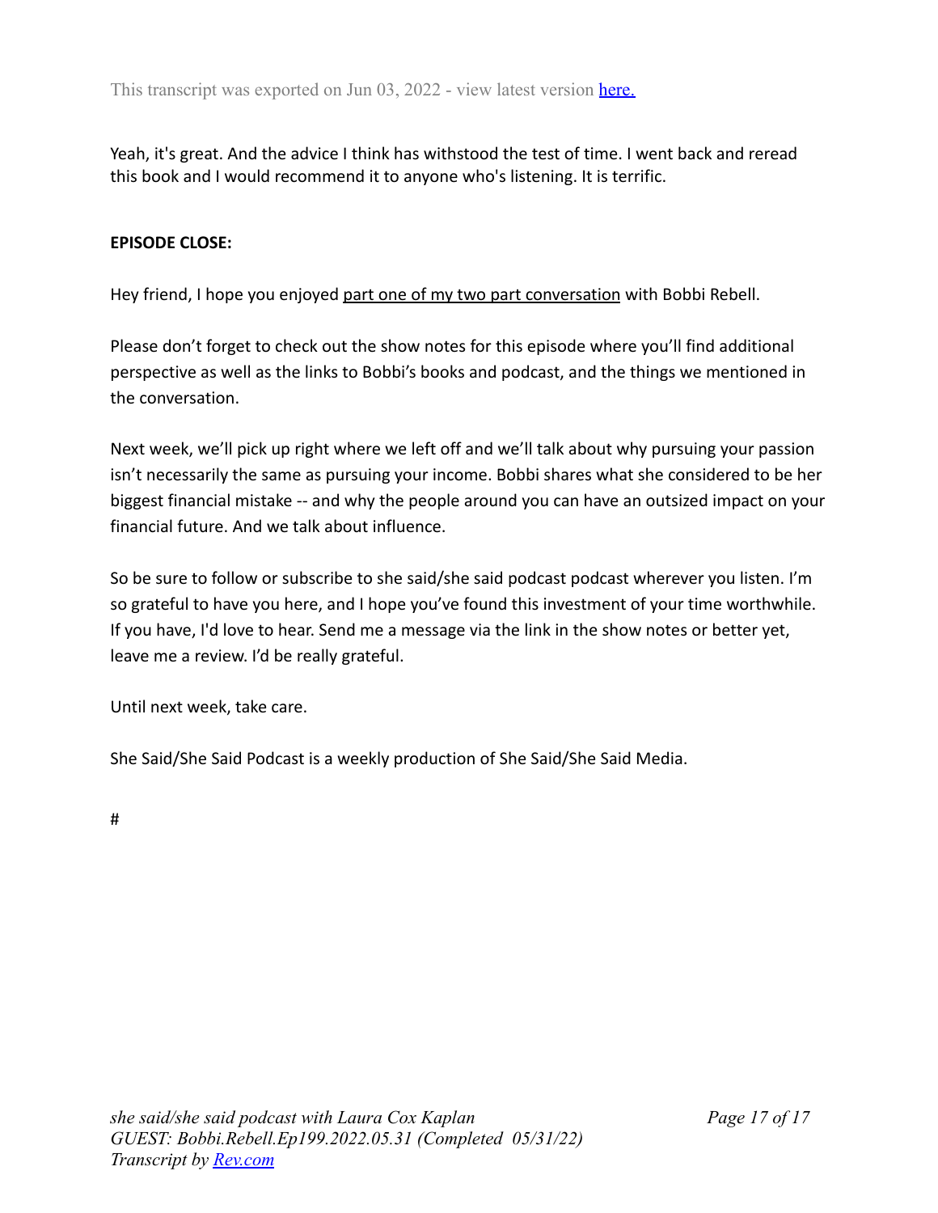Yeah, it's great. And the advice I think has withstood the test of time. I went back and reread this book and I would recommend it to anyone who's listening. It is terrific.

**EPISODE CLOSE:**

Hey friend, I hope you enjoyed part one of my two part conversation with Bobbi Rebell.

Please don't forget to check out the show notes for this episode where you'll find additional perspective as well as the links to Bobbi's books and podcast, and the things we mentioned in the conversation.

Next week, we'll pick up right where we left off and we'll talk about why pursuing your passion isn't necessarily the same as pursuing your income. Bobbi shares what she considered to be her biggest financial mistake -- and why the people around you can have an outsized impact on your financial future. And we talk about influence.

So be sure to follow or subscribe to she said/she said podcast podcast wherever you listen. I'm so grateful to have you here, and I hope you've found this investment of your time worthwhile. If you have, I'd love to hear. Send me a message via the link in the show notes or better yet, leave me a review. I'd be really grateful.

Until next week, take care.

She Said/She Said Podcast is a weekly production of She Said/She Said Media.

#